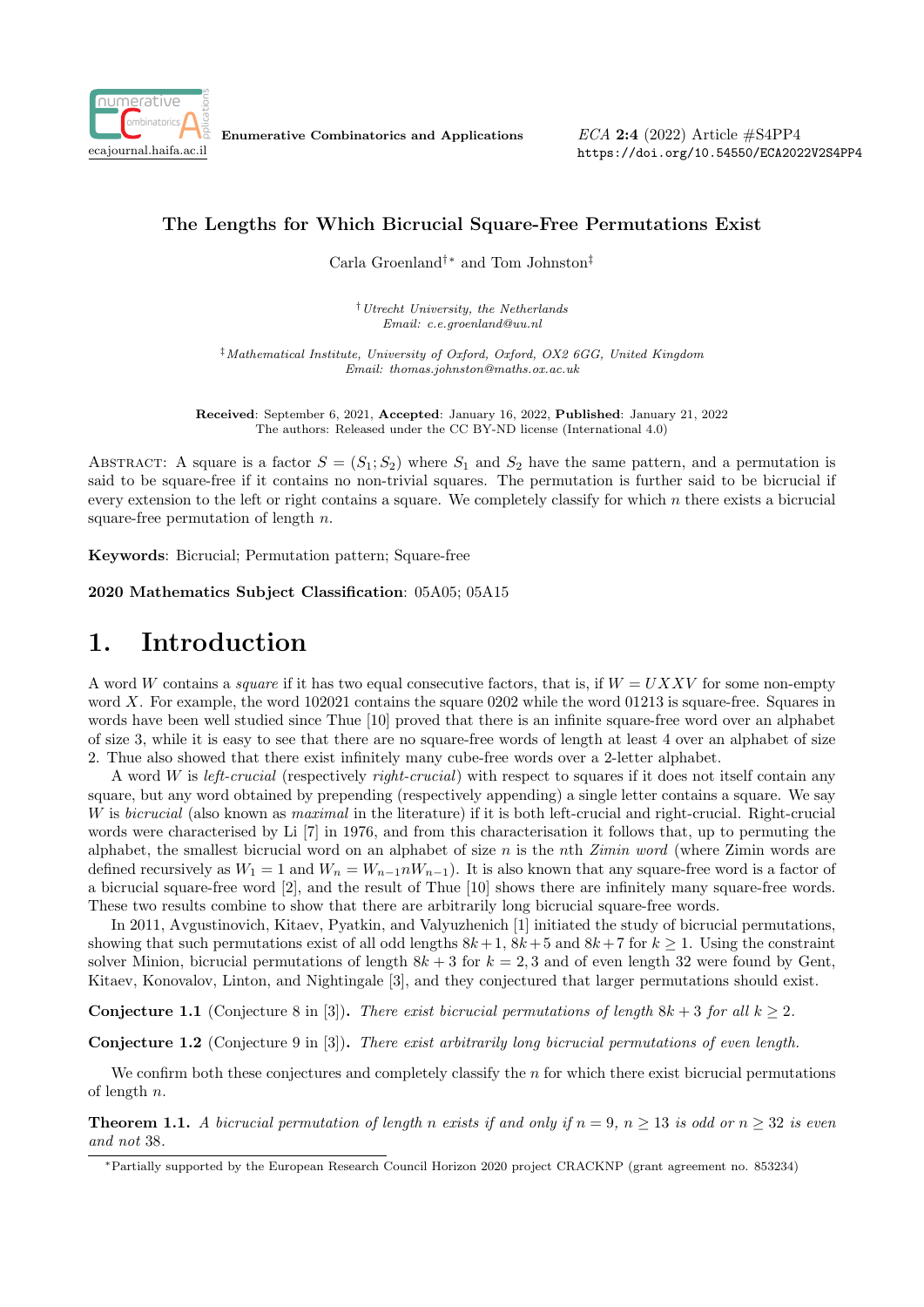# The Lengths for Which Bicrucial Square-Free Permutations Exist

Carla Groenland[†*] and Tom Johnston[‡]

[†] *Utrecht University, the Netherlands*
*Email: c.e.groenland@uu.nl*

[‡] *Mathematical Institute, University of Oxford, Oxford, OX2 6GG, United Kingdom*
*Email: thomas.johnston@maths.ox.ac.uk*

**Received**: September 6, 2021, **Accepted**: January 16, 2022, **Published**: January 21, 2022
The authors: Released under the CC BY-ND license (International 4.0)

Abstract: A square is a factor $S = (S_1; S_2)$ where $S_1$ and $S_2$ have the same pattern, and a permutation is said to be square-free if it contains no non-trivial squares. The permutation is further said to be bicrucial if every extension to the left or right contains a square. We completely classify for which $n$ there exists a bicrucial square-free permutation of length $n$.

**Keywords**: Bicrucial; Permutation pattern; Square-free

**2020 Mathematics Subject Classification**: 05A05; 05A15

# 1. Introduction

A word $W$ contains a *square* if it has two equal consecutive factors, that is, if $W = UXXV$ for some non-empty word $X$. For example, the word 102021 contains the square 0202 while the word 01213 is square-free. Squares in words have been well studied since Thue [10] proved that there is an infinite square-free word over an alphabet of size 3, while it is easy to see that there are no square-free words of length at least 4 over an alphabet of size 2. Thue also showed that there exist infinitely many cube-free words over a 2-letter alphabet.

A word $W$ is *left-crucial* (respectively *right-crucial*) with respect to squares if it does not itself contain any square, but any word obtained by prepending (respectively appending) a single letter contains a square. We say $W$ is *bicrucial* (also known as *maximal* in the literature) if it is both left-crucial and right-crucial. Right-crucial words were characterised by Li [7] in 1976, and from this characterisation it follows that, up to permuting the alphabet, the smallest bicrucial word on an alphabet of size $n$ is the $n$th *Zimin word* (where Zimin words are defined recursively as $W_1 = 1$ and $W_n = W_{n-1}nW_{n-1}$). It is also known that any square-free word is a factor of a bicrucial square-free word [2], and the result of Thue [10] shows there are infinitely many square-free words. These two results combine to show that there are arbitrarily long bicrucial square-free words.

In 2011, Avgustinovich, Kitaev, Pyatkin, and Valyuzhenich [1] initiated the study of bicrucial permutations, showing that such permutations exist of all odd lengths $8k+1$, $8k+5$ and $8k+7$ for $k \geq 1$. Using the constraint solver Minion, bicrucial permutations of length $8k+3$ for $k = 2, 3$ and of even length 32 were found by Gent, Kitaev, Konovalov, Linton, and Nightingale [3], and they conjectured that larger permutations should exist.

**Conjecture 1.1** (Conjecture 8 in [3])**.** *There exist bicrucial permutations of length $8k + 3$ for all $k \geq 2$.*

**Conjecture 1.2** (Conjecture 9 in [3])**.** *There exist arbitrarily long bicrucial permutations of even length.*

We confirm both these conjectures and completely classify the $n$ for which there exist bicrucial permutations of length $n$.

**Theorem 1.1.** *A bicrucial permutation of length $n$ exists if and only if $n = 9$, $n \geq 13$ is odd or $n \geq 32$ is even and not 38.*

[*] Partially supported by the European Research Council Horizon 2020 project CRACKNP (grant agreement no. 853234)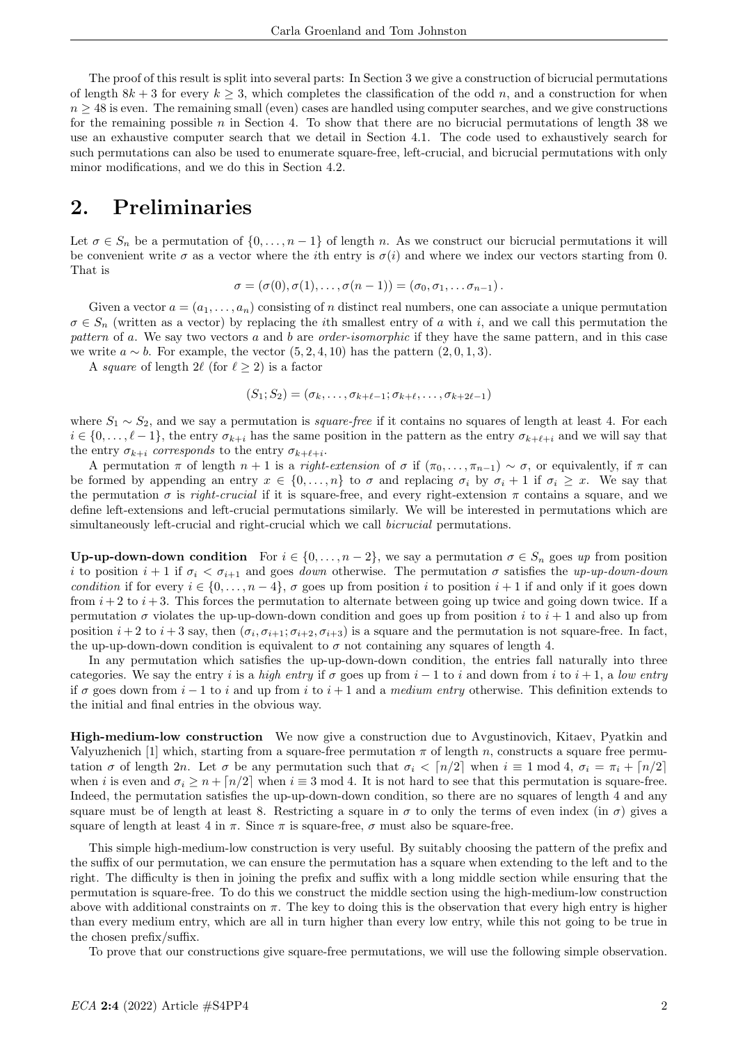The proof of this result is split into several parts: In Section 3 we give a construction of bicrucial permutations of length $8k+3$ for every $k \geq 3$, which completes the classification of the odd $n$, and a construction for when $n \geq 48$ is even. The remaining small (even) cases are handled using computer searches, and we give constructions for the remaining possible $n$ in Section 4. To show that there are no bicrucial permutations of length 38 we use an exhaustive computer search that we detail in Section 4.1. The code used to exhaustively search for such permutations can also be used to enumerate square-free, left-crucial, and bicrucial permutations with only minor modifications, and we do this in Section 4.2.

## 2. Preliminaries

Let $\sigma \in S_n$ be a permutation of $\{0, \dots, n-1\}$ of length $n$. As we construct our bicrucial permutations it will be convenient write $\sigma$ as a vector where the $i$th entry is $\sigma(i)$ and where we index our vectors starting from 0. That is

$$\sigma = (\sigma(0), \sigma(1), \dots, \sigma(n-1)) = (\sigma_0, \sigma_1, \dots \sigma_{n-1}).$$

Given a vector $a = (a_1, \dots, a_n)$ consisting of $n$ distinct real numbers, one can associate a unique permutation $\sigma \in S_n$ (written as a vector) by replacing the $i$th smallest entry of $a$ with $i$, and we call this permutation the *pattern* of $a$. We say two vectors $a$ and $b$ are *order-isomorphic* if they have the same pattern, and in this case we write $a \sim b$. For example, the vector $(5, 2, 4, 10)$ has the pattern $(2, 0, 1, 3)$.

A *square* of length $2\ell$ (for $\ell \geq 2$) is a factor

$$(S_1; S_2) = (\sigma_k, \dots, \sigma_{k+\ell-1}; \sigma_{k+\ell}, \dots, \sigma_{k+2\ell-1})$$

where $S_1 \sim S_2$, and we say a permutation is *square-free* if it contains no squares of length at least 4. For each $i \in \{0, \dots, \ell-1\}$, the entry $\sigma_{k+i}$ has the same position in the pattern as the entry $\sigma_{k+\ell+i}$ and we will say that the entry $\sigma_{k+i}$ *corresponds* to the entry $\sigma_{k+\ell+i}$.

A permutation $\pi$ of length $n+1$ is a *right-extension* of $\sigma$ if $(\pi_0, \dots, \pi_{n-1}) \sim \sigma$, or equivalently, if $\pi$ can be formed by appending an entry $x \in \{0, \dots, n\}$ to $\sigma$ and replacing $\sigma_i$ by $\sigma_i + 1$ if $\sigma_i \geq x$. We say that the permutation $\sigma$ is *right-crucial* if it is square-free, and every right-extension $\pi$ contains a square, and we define left-extensions and left-crucial permutations similarly. We will be interested in permutations which are simultaneously left-crucial and right-crucial which we call *bicrucial* permutations.

**Up-up-down-down condition** For $i \in \{0, \dots, n-2\}$, we say a permutation $\sigma \in S_n$ goes *up* from position $i$ to position $i+1$ if $\sigma_i < \sigma_{i+1}$ and goes *down* otherwise. The permutation $\sigma$ satisfies the *up-up-down-down condition* if for every $i \in \{0, \dots, n-4\}$, $\sigma$ goes up from position $i$ to position $i+1$ if and only if it goes down from $i+2$ to $i+3$. This forces the permutation to alternate between going up twice and going down twice. If a permutation $\sigma$ violates the up-up-down-down condition and goes up from position $i$ to $i+1$ and also up from position $i+2$ to $i+3$ say, then $(\sigma_i, \sigma_{i+1}; \sigma_{i+2}, \sigma_{i+3})$ is a square and the permutation is not square-free. In fact, the up-up-down-down condition is equivalent to $\sigma$ not containing any squares of length 4.

In any permutation which satisfies the up-up-down-down condition, the entries fall naturally into three categories. We say the entry $i$ is a *high entry* if $\sigma$ goes up from $i-1$ to $i$ and down from $i$ to $i+1$, a *low entry* if $\sigma$ goes down from $i-1$ to $i$ and up from $i$ to $i+1$ and a *medium entry* otherwise. This definition extends to the initial and final entries in the obvious way.

**High-medium-low construction** We now give a construction due to Avgustinovich, Kitaev, Pyatkin and Valyuzhenich [1] which, starting from a square-free permutation $\pi$ of length $n$, constructs a square free permutation $\sigma$ of length $2n$. Let $\sigma$ be any permutation such that $\sigma_i < \lceil n/2 \rceil$ when $i \equiv 1 \bmod 4$, $\sigma_i = \pi_i + \lceil n/2 \rceil$ when $i$ is even and $\sigma_i \geq n + \lceil n/2 \rceil$ when $i \equiv 3 \bmod 4$. It is not hard to see that this permutation is square-free. Indeed, the permutation satisfies the up-up-down-down condition, so there are no squares of length 4 and any square must be of length at least 8. Restricting a square in $\sigma$ to only the terms of even index (in $\sigma$) gives a square of length at least 4 in $\pi$. Since $\pi$ is square-free, $\sigma$ must also be square-free.

This simple high-medium-low construction is very useful. By suitably choosing the pattern of the prefix and the suffix of our permutation, we can ensure the permutation has a square when extending to the left and to the right. The difficulty is then in joining the prefix and suffix with a long middle section while ensuring that the permutation is square-free. To do this we construct the middle section using the high-medium-low construction above with additional constraints on $\pi$. The key to doing this is the observation that every high entry is higher than every medium entry, which are all in turn higher than every low entry, while this not going to be true in the chosen prefix/suffix.

To prove that our constructions give square-free permutations, we will use the following simple observation.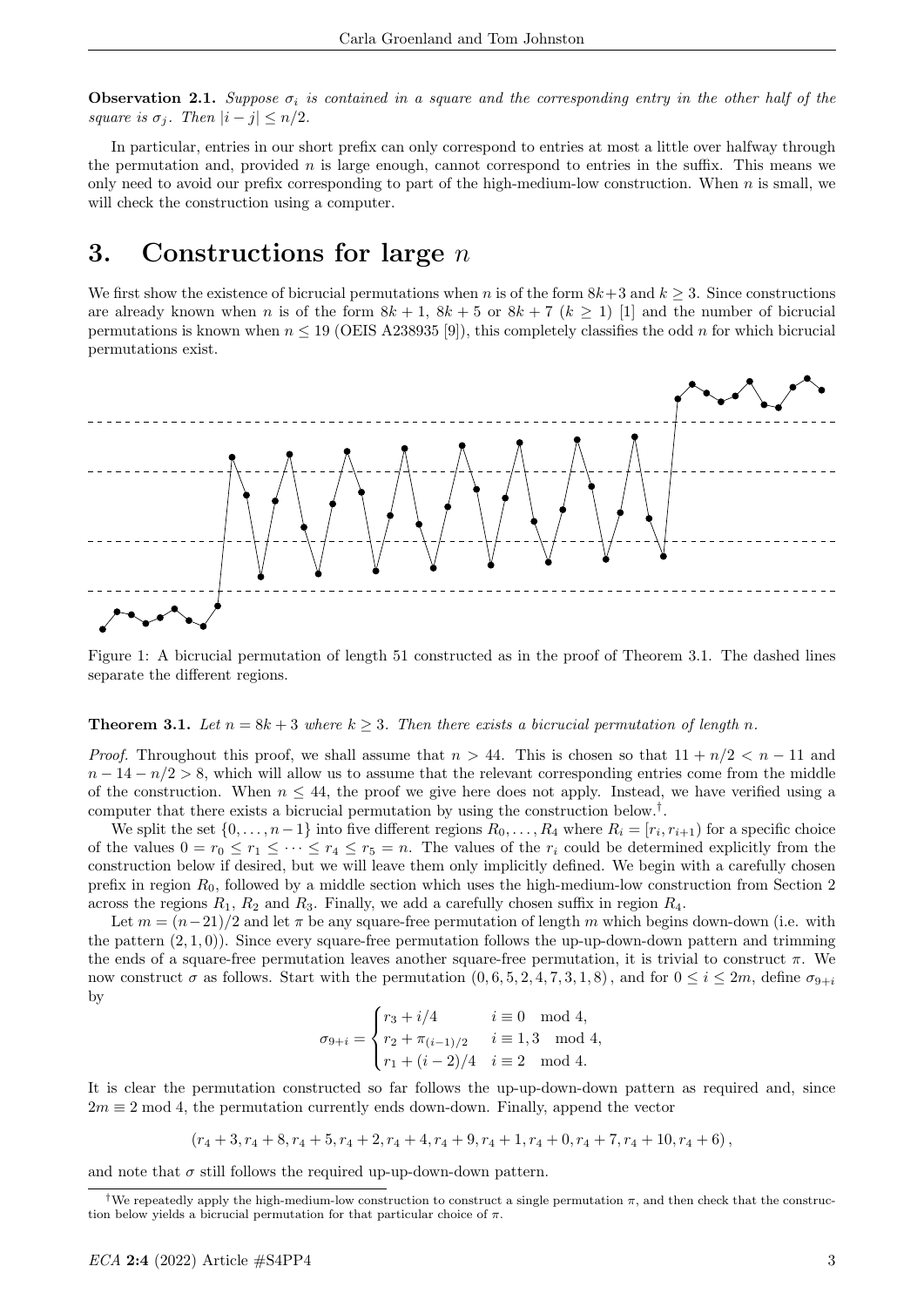**Observation 2.1.** *Suppose $\sigma_i$ is contained in a square and the corresponding entry in the other half of the square is $\sigma_j$. Then $|i-j| \leq n/2$.*

In particular, entries in our short prefix can only correspond to entries at most a little over halfway through the permutation and, provided $n$ is large enough, cannot correspond to entries in the suffix. This means we only need to avoid our prefix corresponding to part of the high-medium-low construction. When $n$ is small, we will check the construction using a computer.

# 3. Constructions for large $n$

We first show the existence of bicrucial permutations when $n$ is of the form $8k+3$ and $k \geq 3$. Since constructions are already known when $n$ is of the form $8k+1$, $8k+5$ or $8k+7$ ($k \geq 1$) [1] and the number of bicrucial permutations is known when $n \leq 19$ (OEIS A238935 [9]), this completely classifies the odd $n$ for which bicrucial permutations exist.

Figure 1: A bicrucial permutation of length 51 constructed as in the proof of Theorem 3.1. The dashed lines separate the different regions.

**Theorem 3.1.** *Let $n = 8k+3$ where $k \geq 3$. Then there exists a bicrucial permutation of length $n$.*

*Proof.* Throughout this proof, we shall assume that $n > 44$. This is chosen so that $11 + n/2 < n - 11$ and $n - 14 - n/2 > 8$, which will allow us to assume that the relevant corresponding entries come from the middle of the construction. When $n \leq 44$, the proof we give here does not apply. Instead, we have verified using a computer that there exists a bicrucial permutation by using the construction below.[†].

We split the set $\{0, \ldots, n-1\}$ into five different regions $R_0, \ldots, R_4$ where $R_i = [r_i, r_{i+1})$ for a specific choice of the values $0 = r_0 \leq r_1 \leq \cdots \leq r_4 \leq r_5 = n$. The values of the $r_i$ could be determined explicitly from the construction below if desired, but we will leave them only implicitly defined. We begin with a carefully chosen prefix in region $R_0$, followed by a middle section which uses the high-medium-low construction from Section 2 across the regions $R_1$, $R_2$ and $R_3$. Finally, we add a carefully chosen suffix in region $R_4$.

Let $m = (n-21)/2$ and let $\pi$ be any square-free permutation of length $m$ which begins down-down (i.e. with the pattern $(2,1,0)$). Since every square-free permutation follows the up-up-down-down pattern and trimming the ends of a square-free permutation leaves another square-free permutation, it is trivial to construct $\pi$. We now construct $\sigma$ as follows. Start with the permutation $(0,6,5,2,4,7,3,1,8)$, and for $0 \leq i \leq 2m$, define $\sigma_{9+i}$ by

$$\sigma_{9+i} = \begin{cases} r_3 + i/4 & i \equiv 0 \mod 4, \\ r_2 + \pi_{(i-1)/2} & i \equiv 1,3 \mod 4, \\ r_1 + (i-2)/4 & i \equiv 2 \mod 4. \end{cases}$$

It is clear the permutation constructed so far follows the up-up-down-down pattern as required and, since $2m \equiv 2 \mod 4$, the permutation currently ends down-down. Finally, append the vector

$$(r_4+3, r_4+8, r_4+5, r_4+2, r_4+4, r_4+9, r_4+1, r_4+0, r_4+7, r_4+10, r_4+6),$$

and note that $\sigma$ still follows the required up-up-down-down pattern.

[†]We repeatedly apply the high-medium-low construction to construct a single permutation $\pi$, and then check that the construction below yields a bicrucial permutation for that particular choice of $\pi$.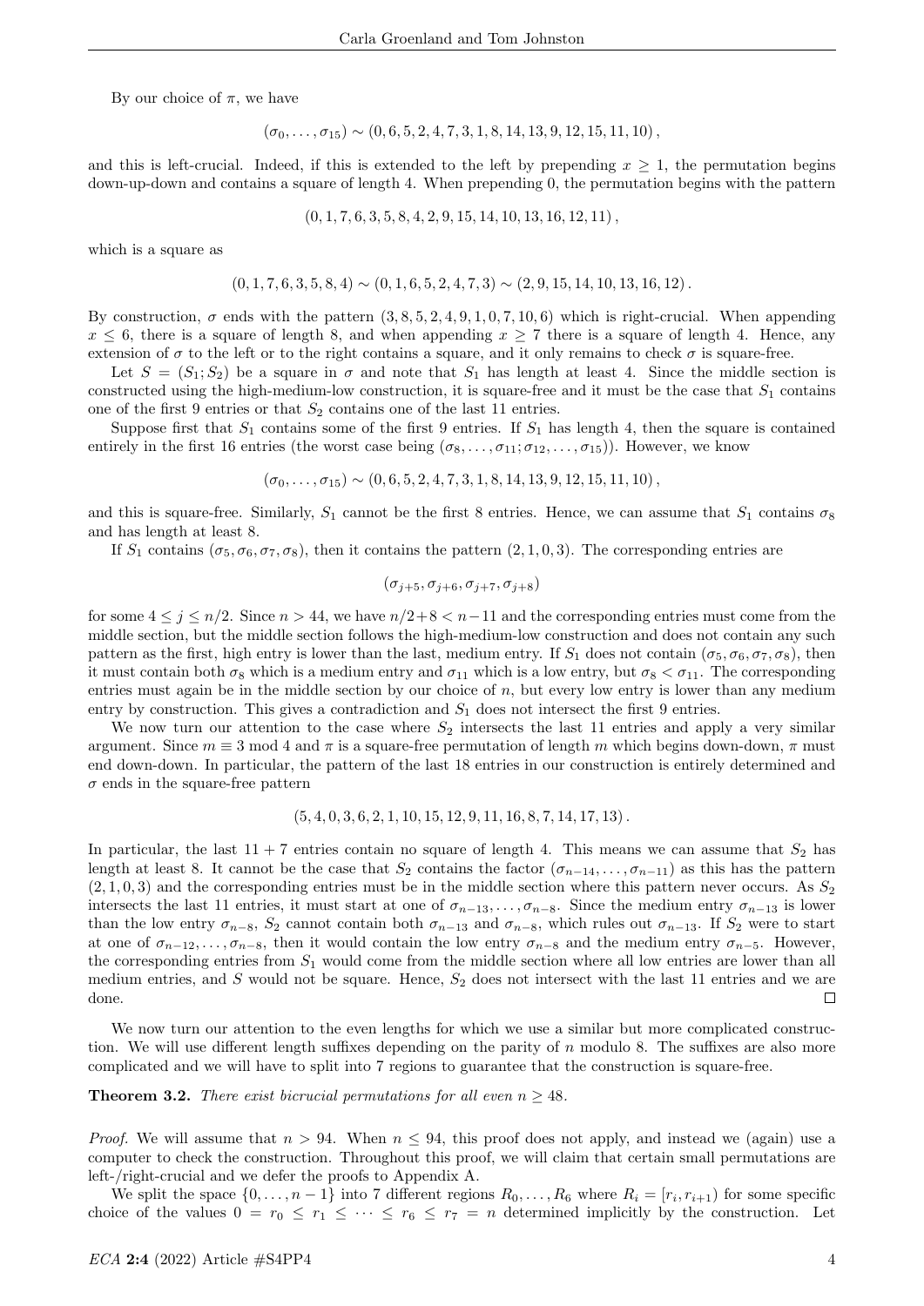By our choice of $\pi$, we have

$$(\sigma_0, \dots, \sigma_{15}) \sim (0, 6, 5, 2, 4, 7, 3, 1, 8, 14, 13, 9, 12, 15, 11, 10),$$

and this is left-crucial. Indeed, if this is extended to the left by prepending $x \geq 1$, the permutation begins down-up-down and contains a square of length 4. When prepending 0, the permutation begins with the pattern

$$(0, 1, 7, 6, 3, 5, 8, 4, 2, 9, 15, 14, 10, 13, 16, 12, 11),$$

which is a square as

$$(0, 1, 7, 6, 3, 5, 8, 4) \sim (0, 1, 6, 5, 2, 4, 7, 3) \sim (2, 9, 15, 14, 10, 13, 16, 12).$$

By construction, $\sigma$ ends with the pattern $(3, 8, 5, 2, 4, 9, 1, 0, 7, 10, 6)$ which is right-crucial. When appending $x \leq 6$, there is a square of length 8, and when appending $x \geq 7$ there is a square of length 4. Hence, any extension of $\sigma$ to the left or to the right contains a square, and it only remains to check $\sigma$ is square-free.

Let $S = (S_1; S_2)$ be a square in $\sigma$ and note that $S_1$ has length at least 4. Since the middle section is constructed using the high-medium-low construction, it is square-free and it must be the case that $S_1$ contains one of the first 9 entries or that $S_2$ contains one of the last 11 entries.

Suppose first that $S_1$ contains some of the first 9 entries. If $S_1$ has length 4, then the square is contained entirely in the first 16 entries (the worst case being $(\sigma_8, \dots, \sigma_{11}; \sigma_{12}, \dots, \sigma_{15})$). However, we know

$$(\sigma_0, \dots, \sigma_{15}) \sim (0, 6, 5, 2, 4, 7, 3, 1, 8, 14, 13, 9, 12, 15, 11, 10),$$

and this is square-free. Similarly, $S_1$ cannot be the first 8 entries. Hence, we can assume that $S_1$ contains $\sigma_8$ and has length at least 8.

If $S_1$ contains $(\sigma_5, \sigma_6, \sigma_7, \sigma_8)$, then it contains the pattern $(2, 1, 0, 3)$. The corresponding entries are

$$(\sigma_{j+5}, \sigma_{j+6}, \sigma_{j+7}, \sigma_{j+8})$$

for some $4 \leq j \leq n/2$. Since $n > 44$, we have $n/2 + 8 < n - 11$ and the corresponding entries must come from the middle section, but the middle section follows the high-medium-low construction and does not contain any such pattern as the first, high entry is lower than the last, medium entry. If $S_1$ does not contain $(\sigma_5, \sigma_6, \sigma_7, \sigma_8)$, then it must contain both $\sigma_8$ which is a medium entry and $\sigma_{11}$ which is a low entry, but $\sigma_8 < \sigma_{11}$. The corresponding entries must again be in the middle section by our choice of $n$, but every low entry is lower than any medium entry by construction. This gives a contradiction and $S_1$ does not intersect the first 9 entries.

We now turn our attention to the case where $S_2$ intersects the last 11 entries and apply a very similar argument. Since $m \equiv 3 \bmod 4$ and $\pi$ is a square-free permutation of length $m$ which begins down-down, $\pi$ must end down-down. In particular, the pattern of the last 18 entries in our construction is entirely determined and $\sigma$ ends in the square-free pattern

$$(5, 4, 0, 3, 6, 2, 1, 10, 15, 12, 9, 11, 16, 8, 7, 14, 17, 13).$$

In particular, the last $11 + 7$ entries contain no square of length 4. This means we can assume that $S_2$ has length at least 8. It cannot be the case that $S_2$ contains the factor $(\sigma_{n-14}, \dots, \sigma_{n-11})$ as this has the pattern $(2, 1, 0, 3)$ and the corresponding entries must be in the middle section where this pattern never occurs. As $S_2$ intersects the last 11 entries, it must start at one of $\sigma_{n-13}, \dots, \sigma_{n-8}$. Since the medium entry $\sigma_{n-13}$ is lower than the low entry $\sigma_{n-8}$, $S_2$ cannot contain both $\sigma_{n-13}$ and $\sigma_{n-8}$, which rules out $\sigma_{n-13}$. If $S_2$ were to start at one of $\sigma_{n-12}, \dots, \sigma_{n-8}$, then it would contain the low entry $\sigma_{n-8}$ and the medium entry $\sigma_{n-5}$. However, the corresponding entries from $S_1$ would come from the middle section where all low entries are lower than all medium entries, and $S$ would not be square. Hence, $S_2$ does not intersect with the last 11 entries and we are done. $\square$

We now turn our attention to the even lengths for which we use a similar but more complicated construction. We will use different length suffixes depending on the parity of $n$ modulo 8. The suffixes are also more complicated and we will have to split into 7 regions to guarantee that the construction is square-free.

**Theorem 3.2.** *There exist bicrucial permutations for all even $n \geq 48$.*

*Proof.* We will assume that $n > 94$. When $n \leq 94$, this proof does not apply, and instead we (again) use a computer to check the construction. Throughout this proof, we will claim that certain small permutations are left-/right-crucial and we defer the proofs to Appendix A.

We split the space $\{0, \dots, n-1\}$ into 7 different regions $R_0, \dots, R_6$ where $R_i = [r_i, r_{i+1})$ for some specific choice of the values $0 = r_0 \leq r_1 \leq \dots \leq r_6 \leq r_7 = n$ determined implicitly by the construction. Let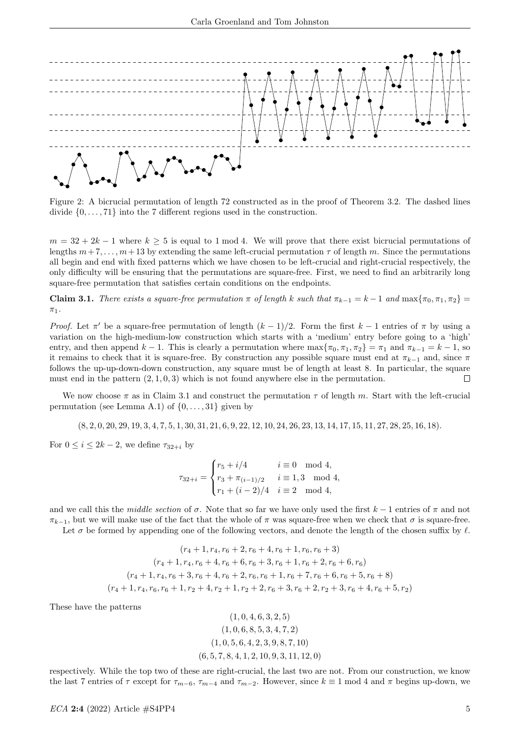Figure 2: A bicrucial permutation of length 72 constructed as in the proof of Theorem 3.2. The dashed lines divide $\{0,\dots,71\}$ into the 7 different regions used in the construction.

$m = 32 + 2k - 1$ where $k \geq 5$ is equal to 1 mod 4. We will prove that there exist bicrucial permutations of lengths $m+7,\dots,m+13$ by extending the same left-crucial permutation $\tau$ of length $m$. Since the permutations all begin and end with fixed patterns which we have chosen to be left-crucial and right-crucial respectively, the only difficulty will be ensuring that the permutations are square-free. First, we need to find an arbitrarily long square-free permutation that satisfies certain conditions on the endpoints.

**Claim 3.1.** *There exists a square-free permutation $\pi$ of length $k$ such that $\pi_{k-1} = k-1$ and $\max\{\pi_0, \pi_1, \pi_2\} = \pi_1$.*

*Proof.* Let $\pi'$ be a square-free permutation of length $(k-1)/2$. Form the first $k-1$ entries of $\pi$ by using a variation on the high-medium-low construction which starts with a 'medium' entry before going to a 'high' entry, and then append $k-1$. This is clearly a permutation where $\max\{\pi_0, \pi_1, \pi_2\} = \pi_1$ and $\pi_{k-1} = k-1$, so it remains to check that it is square-free. By construction any possible square must end at $\pi_{k-1}$ and, since $\pi$ follows the up-up-down-down construction, any square must be of length at least 8. In particular, the square must end in the pattern $(2,1,0,3)$ which is not found anywhere else in the permutation. $\square$

We now choose $\pi$ as in Claim 3.1 and construct the permutation $\tau$ of length $m$. Start with the left-crucial permutation (see Lemma A.1) of $\{0,\dots,31\}$ given by

$$(8, 2, 0, 20, 29, 19, 3, 4, 7, 5, 1, 30, 31, 21, 6, 9, 22, 12, 10, 24, 26, 23, 13, 14, 17, 15, 11, 27, 28, 25, 16, 18).$$

For $0 \leq i \leq 2k-2$, we define $\tau_{32+i}$ by

$$\tau_{32+i} = \begin{cases} r_5 + i/4 & i \equiv 0 \mod 4, \\ r_3 + \pi_{(i-1)/2} & i \equiv 1,3 \mod 4, \\ r_1 + (i-2)/4 & i \equiv 2 \mod 4, \end{cases}$$

and we call this the *middle section* of $\sigma$. Note that so far we have only used the first $k-1$ entries of $\pi$ and not $\pi_{k-1}$, but we will make use of the fact that the whole of $\pi$ was square-free when we check that $\sigma$ is square-free.

Let $\sigma$ be formed by appending one of the following vectors, and denote the length of the chosen suffix by $\ell$.

$$(r_4+1, r_4, r_6+2, r_6+4, r_6+1, r_6, r_6+3)$$
$$(r_4+1, r_4, r_6+4, r_6+6, r_6+3, r_6+1, r_6+2, r_6+6, r_6)$$
$$(r_4+1, r_4, r_6+3, r_6+4, r_6+2, r_6, r_6+1, r_6+7, r_6+6, r_6+5, r_6+8)$$
$$(r_4+1, r_4, r_6, r_6+1, r_2+4, r_2+1, r_2+2, r_6+3, r_6+2, r_2+3, r_6+4, r_6+5, r_2)$$

These have the patterns

$$(1, 0, 4, 6, 3, 2, 5)$$
$$(1, 0, 6, 8, 5, 3, 4, 7, 2)$$
$$(1, 0, 5, 6, 4, 2, 3, 9, 8, 7, 10)$$
$$(6, 5, 7, 8, 4, 1, 2, 10, 9, 3, 11, 12, 0)$$

respectively. While the top two of these are right-crucial, the last two are not. From our construction, we know the last 7 entries of $\tau$ except for $\tau_{m-6}$, $\tau_{m-4}$ and $\tau_{m-2}$. However, since $k \equiv 1 \mod 4$ and $\pi$ begins up-down, we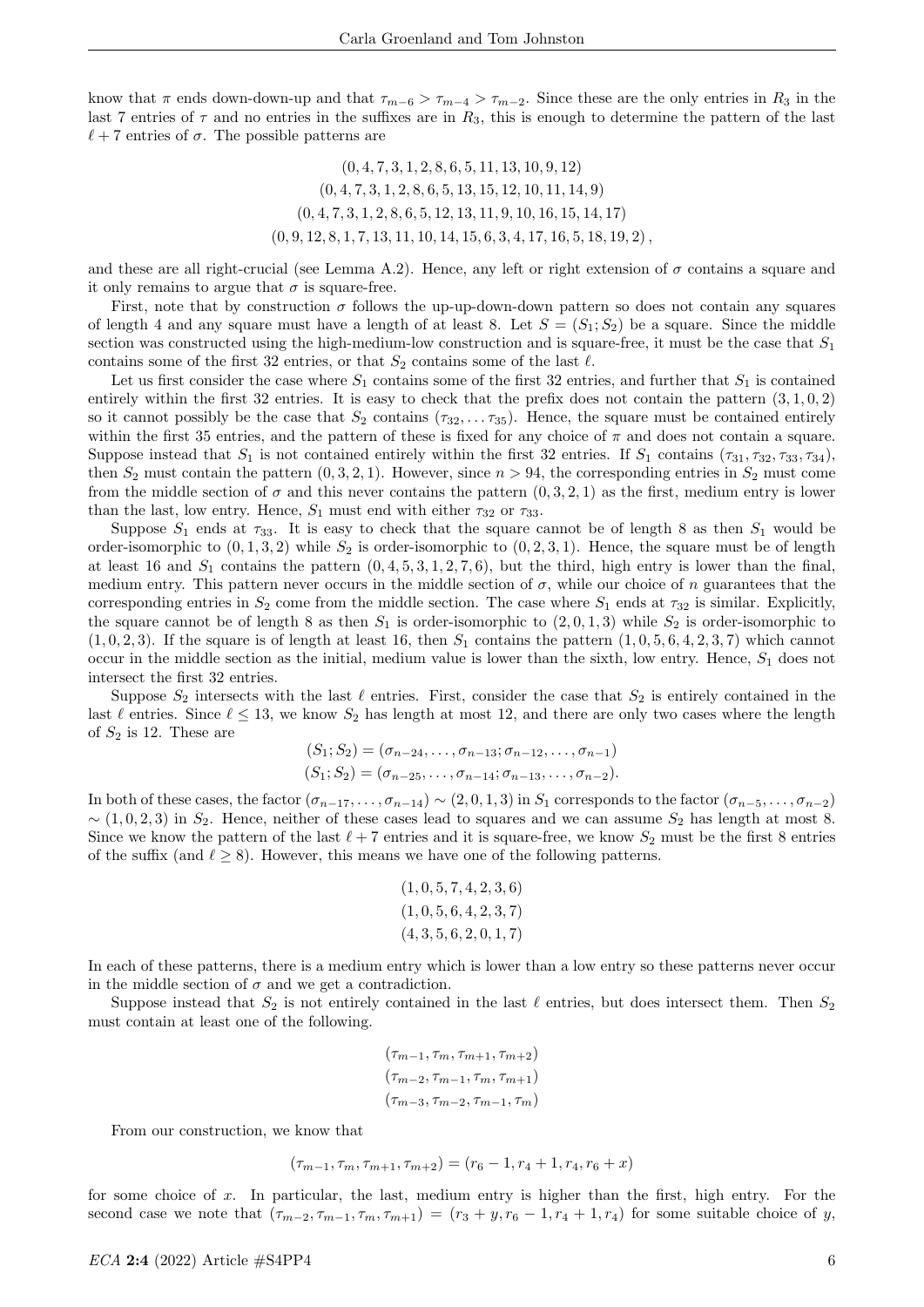know that $\pi$ ends down-down-up and that $\tau_{m-6} > \tau_{m-4} > \tau_{m-2}$. Since these are the only entries in $R_3$ in the last 7 entries of $\tau$ and no entries in the suffixes are in $R_3$, this is enough to determine the pattern of the last $\ell + 7$ entries of $\sigma$. The possible patterns are

$$(0, 4, 7, 3, 1, 2, 8, 6, 5, 11, 13, 10, 9, 12)$$
$$(0, 4, 7, 3, 1, 2, 8, 6, 5, 13, 15, 12, 10, 11, 14, 9)$$
$$(0, 4, 7, 3, 1, 2, 8, 6, 5, 12, 13, 11, 9, 10, 16, 15, 14, 17)$$
$$(0, 9, 12, 8, 1, 7, 13, 11, 10, 14, 15, 6, 3, 4, 17, 16, 5, 18, 19, 2)\,,$$

and these are all right-crucial (see Lemma A.2). Hence, any left or right extension of $\sigma$ contains a square and it only remains to argue that $\sigma$ is square-free.

First, note that by construction $\sigma$ follows the up-up-down-down pattern so does not contain any squares of length 4 and any square must have a length of at least 8. Let $S = (S_1; S_2)$ be a square. Since the middle section was constructed using the high-medium-low construction and is square-free, it must be the case that $S_1$ contains some of the first 32 entries, or that $S_2$ contains some of the last $\ell$.

Let us first consider the case where $S_1$ contains some of the first 32 entries, and further that $S_1$ is contained entirely within the first 32 entries. It is easy to check that the prefix does not contain the pattern $(3, 1, 0, 2)$ so it cannot possibly be the case that $S_2$ contains $(\tau_{32}, \ldots \tau_{35})$. Hence, the square must be contained entirely within the first 35 entries, and the pattern of these is fixed for any choice of $\pi$ and does not contain a square. Suppose instead that $S_1$ is not contained entirely within the first 32 entries. If $S_1$ contains $(\tau_{31}, \tau_{32}, \tau_{33}, \tau_{34})$, then $S_2$ must contain the pattern $(0, 3, 2, 1)$. However, since $n > 94$, the corresponding entries in $S_2$ must come from the middle section of $\sigma$ and this never contains the pattern $(0, 3, 2, 1)$ as the first, medium entry is lower than the last, low entry. Hence, $S_1$ must end with either $\tau_{32}$ or $\tau_{33}$.

Suppose $S_1$ ends at $\tau_{33}$. It is easy to check that the square cannot be of length 8 as then $S_1$ would be order-isomorphic to $(0, 1, 3, 2)$ while $S_2$ is order-isomorphic to $(0, 2, 3, 1)$. Hence, the square must be of length at least 16 and $S_1$ contains the pattern $(0, 4, 5, 3, 1, 2, 7, 6)$, but the third, high entry is lower than the final, medium entry. This pattern never occurs in the middle section of $\sigma$, while our choice of $n$ guarantees that the corresponding entries in $S_2$ come from the middle section. The case where $S_1$ ends at $\tau_{32}$ is similar. Explicitly, the square cannot be of length 8 as then $S_1$ is order-isomorphic to $(2, 0, 1, 3)$ while $S_2$ is order-isomorphic to $(1, 0, 2, 3)$. If the square is of length at least 16, then $S_1$ contains the pattern $(1, 0, 5, 6, 4, 2, 3, 7)$ which cannot occur in the middle section as the initial, medium value is lower than the sixth, low entry. Hence, $S_1$ does not intersect the first 32 entries.

Suppose $S_2$ intersects with the last $\ell$ entries. First, consider the case that $S_2$ is entirely contained in the last $\ell$ entries. Since $\ell \leq 13$, we know $S_2$ has length at most 12, and there are only two cases where the length of $S_2$ is 12. These are

$$(S_1; S_2) = (\sigma_{n-24}, \ldots, \sigma_{n-13}; \sigma_{n-12}, \ldots, \sigma_{n-1})$$
$$(S_1; S_2) = (\sigma_{n-25}, \ldots, \sigma_{n-14}; \sigma_{n-13}, \ldots, \sigma_{n-2}).$$

In both of these cases, the factor $(\sigma_{n-17}, \ldots, \sigma_{n-14}) \sim (2, 0, 1, 3)$ in $S_1$ corresponds to the factor $(\sigma_{n-5}, \ldots, \sigma_{n-2})$ $\sim (1, 0, 2, 3)$ in $S_2$. Hence, neither of these cases lead to squares and we can assume $S_2$ has length at most 8. Since we know the pattern of the last $\ell + 7$ entries and it is square-free, we know $S_2$ must be the first 8 entries of the suffix (and $\ell \geq 8$). However, this means we have one of the following patterns.

$$(1, 0, 5, 7, 4, 2, 3, 6)$$
$$(1, 0, 5, 6, 4, 2, 3, 7)$$
$$(4, 3, 5, 6, 2, 0, 1, 7)$$

In each of these patterns, there is a medium entry which is lower than a low entry so these patterns never occur in the middle section of $\sigma$ and we get a contradiction.

Suppose instead that $S_2$ is not entirely contained in the last $\ell$ entries, but does intersect them. Then $S_2$ must contain at least one of the following.

$$(\tau_{m-1}, \tau_m, \tau_{m+1}, \tau_{m+2})$$
$$(\tau_{m-2}, \tau_{m-1}, \tau_m, \tau_{m+1})$$
$$(\tau_{m-3}, \tau_{m-2}, \tau_{m-1}, \tau_m)$$

From our construction, we know that

$$(\tau_{m-1}, \tau_m, \tau_{m+1}, \tau_{m+2}) = (r_6 - 1, r_4 + 1, r_4, r_6 + x)$$

for some choice of $x$. In particular, the last, medium entry is higher than the first, high entry. For the second case we note that $(\tau_{m-2}, \tau_{m-1}, \tau_m, \tau_{m+1}) = (r_3 + y, r_6 - 1, r_4 + 1, r_4)$ for some suitable choice of $y$,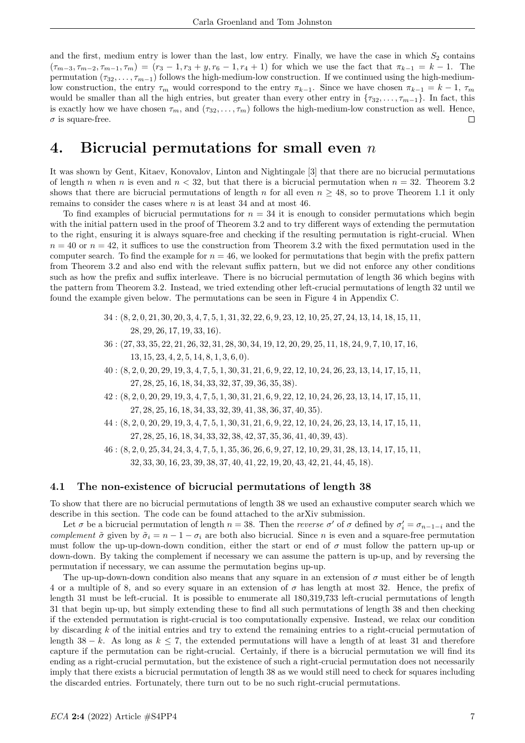and the first, medium entry is lower than the last, low entry. Finally, we have the case in which $S_2$ contains $(\tau_{m-3}, \tau_{m-2}, \tau_{m-1}, \tau_m) = (r_3 - 1, r_3 + y, r_6 - 1, r_4 + 1)$ for which we use the fact that $\pi_{k-1} = k - 1$. The permutation $(\tau_{32}, \dots, \tau_{m-1})$ follows the high-medium-low construction. If we continued using the high-medium-low construction, the entry $\tau_m$ would correspond to the entry $\pi_{k-1}$. Since we have chosen $\pi_{k-1} = k - 1$, $\tau_m$ would be smaller than all the high entries, but greater than every other entry in $\{\tau_{32}, \dots, \tau_{m-1}\}$. In fact, this is exactly how we have chosen $\tau_m$, and $(\tau_{32}, \dots, \tau_m)$ follows the high-medium-low construction as well. Hence, $\sigma$ is square-free. □

# 4. Bicrucial permutations for small even $n$

It was shown by Gent, Kitaev, Konovalov, Linton and Nightingale [3] that there are no bicrucial permutations of length $n$ when $n$ is even and $n < 32$, but that there is a bicrucial permutation when $n = 32$. Theorem 3.2 shows that there are bicrucial permutations of length $n$ for all even $n \geq 48$, so to prove Theorem 1.1 it only remains to consider the cases where $n$ is at least 34 and at most 46.

To find examples of bicrucial permutations for $n = 34$ it is enough to consider permutations which begin with the initial pattern used in the proof of Theorem 3.2 and to try different ways of extending the permutation to the right, ensuring it is always square-free and checking if the resulting permutation is right-crucial. When $n = 40$ or $n = 42$, it suffices to use the construction from Theorem 3.2 with the fixed permutation used in the computer search. To find the example for $n = 46$, we looked for permutations that begin with the prefix pattern from Theorem 3.2 and also end with the relevant suffix pattern, but we did not enforce any other conditions such as how the prefix and suffix interleave. There is no bicrucial permutation of length 36 which begins with the pattern from Theorem 3.2. Instead, we tried extending other left-crucial permutations of length 32 until we found the example given below. The permutations can be seen in Figure 4 in Appendix C.

$$
\begin{aligned}
34 &: (8, 2, 0, 21, 30, 20, 3, 4, 7, 5, 1, 31, 32, 22, 6, 9, 23, 12, 10, 25, 27, 24, 13, 14, 18, 15, 11, \\
&\quad 28, 29, 26, 17, 19, 33, 16). \\
36 &: (27, 33, 35, 22, 21, 26, 32, 31, 28, 30, 34, 19, 12, 20, 29, 25, 11, 18, 24, 9, 7, 10, 17, 16, \\
&\quad 13, 15, 23, 4, 2, 5, 14, 8, 1, 3, 6, 0). \\
40 &: (8, 2, 0, 20, 29, 19, 3, 4, 7, 5, 1, 30, 31, 21, 6, 9, 22, 12, 10, 24, 26, 23, 13, 14, 17, 15, 11, \\
&\quad 27, 28, 25, 16, 18, 34, 33, 32, 37, 39, 36, 35, 38). \\
42 &: (8, 2, 0, 20, 29, 19, 3, 4, 7, 5, 1, 30, 31, 21, 6, 9, 22, 12, 10, 24, 26, 23, 13, 14, 17, 15, 11, \\
&\quad 27, 28, 25, 16, 18, 34, 33, 32, 39, 41, 38, 36, 37, 40, 35). \\
44 &: (8, 2, 0, 20, 29, 19, 3, 4, 7, 5, 1, 30, 31, 21, 6, 9, 22, 12, 10, 24, 26, 23, 13, 14, 17, 15, 11, \\
&\quad 27, 28, 25, 16, 18, 34, 33, 32, 38, 42, 37, 35, 36, 41, 40, 39, 43). \\
46 &: (8, 2, 0, 25, 34, 24, 3, 4, 7, 5, 1, 35, 36, 26, 6, 9, 27, 12, 10, 29, 31, 28, 13, 14, 17, 15, 11, \\
&\quad 32, 33, 30, 16, 23, 39, 38, 37, 40, 41, 22, 19, 20, 43, 42, 21, 44, 45, 18).
\end{aligned}
$$

### 4.1 The non-existence of bicrucial permutations of length 38

To show that there are no bicrucial permutations of length 38 we used an exhaustive computer search which we describe in this section. The code can be found attached to the arXiv submission.

Let $\sigma$ be a bicrucial permutation of length $n = 38$. Then the *reverse* $\sigma'$ of $\sigma$ defined by $\sigma'_i = \sigma_{n-1-i}$ and the *complement* $\tilde{\sigma}$ given by $\tilde{\sigma}_i = n - 1 - \sigma_i$ are both also bicrucial. Since $n$ is even and a square-free permutation must follow the up-up-down-down condition, either the start or end of $\sigma$ must follow the pattern up-up or down-down. By taking the complement if necessary we can assume the pattern is up-up, and by reversing the permutation if necessary, we can assume the permutation begins up-up.

The up-up-down-down condition also means that any square in an extension of $\sigma$ must either be of length 4 or a multiple of 8, and so every square in an extension of $\sigma$ has length at most 32. Hence, the prefix of length 31 must be left-crucial. It is possible to enumerate all 180,319,733 left-crucial permutations of length 31 that begin up-up, but simply extending these to find all such permutations of length 38 and then checking if the extended permutation is right-crucial is too computationally expensive. Instead, we relax our condition by discarding $k$ of the initial entries and try to extend the remaining entries to a right-crucial permutation of length $38 - k$. As long as $k \leq 7$, the extended permutations will have a length of at least 31 and therefore capture if the permutation can be right-crucial. Certainly, if there is a bicrucial permutation we will find its ending as a right-crucial permutation, but the existence of such a right-crucial permutation does not necessarily imply that there exists a bicrucial permutation of length 38 as we would still need to check for squares including the discarded entries. Fortunately, there turn out to be no such right-crucial permutations.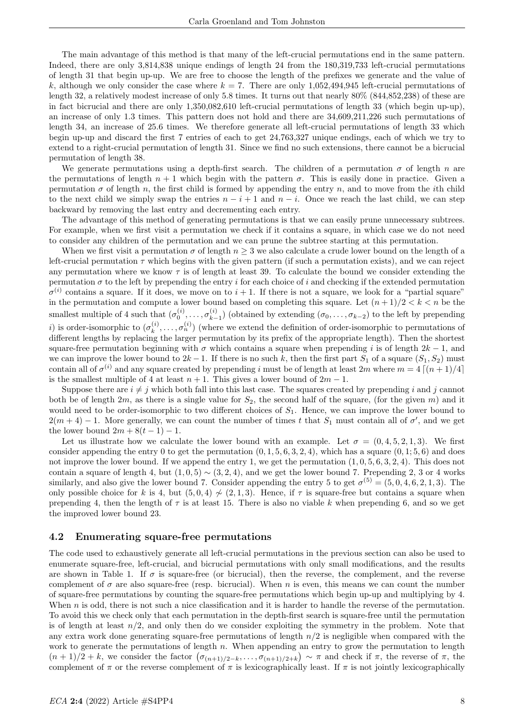The main advantage of this method is that many of the left-crucial permutations end in the same pattern. Indeed, there are only 3,814,838 unique endings of length 24 from the 180,319,733 left-crucial permutations of length 31 that begin up-up. We are free to choose the length of the prefixes we generate and the value of $k$, although we only consider the case where $k = 7$. There are only 1,052,494,945 left-crucial permutations of length 32, a relatively modest increase of only 5.8 times. It turns out that nearly 80% (844,852,238) of these are in fact bicrucial and there are only 1,350,082,610 left-crucial permutations of length 33 (which begin up-up), an increase of only 1.3 times. This pattern does not hold and there are 34,609,211,226 such permutations of length 34, an increase of 25.6 times. We therefore generate all left-crucial permutations of length 33 which begin up-up and discard the first 7 entries of each to get 24,763,327 unique endings, each of which we try to extend to a right-crucial permutation of length 31. Since we find no such extensions, there cannot be a bicrucial permutation of length 38.

We generate permutations using a depth-first search. The children of a permutation $\sigma$ of length $n$ are the permutations of length $n+1$ which begin with the pattern $\sigma$. This is easily done in practice. Given a permutation $\sigma$ of length $n$, the first child is formed by appending the entry $n$, and to move from the $i$th child to the next child we simply swap the entries $n-i+1$ and $n-i$. Once we reach the last child, we can step backward by removing the last entry and decrementing each entry.

The advantage of this method of generating permutations is that we can easily prune unnecessary subtrees. For example, when we first visit a permutation we check if it contains a square, in which case we do not need to consider any children of the permutation and we can prune the subtree starting at this permutation.

When we first visit a permutation $\sigma$ of length $n \geq 3$ we also calculate a crude lower bound on the length of a left-crucial permutation $\tau$ which begins with the given pattern (if such a permutation exists), and we can reject any permutation where we know $\tau$ is of length at least 39. To calculate the bound we consider extending the permutation $\sigma$ to the left by prepending the entry $i$ for each choice of $i$ and checking if the extended permutation $\sigma^{(i)}$ contains a square. If it does, we move on to $i+1$. If there is not a square, we look for a "partial square" in the permutation and compute a lower bound based on completing this square. Let $(n+1)/2 < k < n$ be the smallest multiple of 4 such that $(\sigma_0^{(i)}, \dots, \sigma_{k-1}^{(i)})$ (obtained by extending $(\sigma_0, \dots, \sigma_{k-2})$ to the left by prepending $i$) is order-isomorphic to $(\sigma_k^{(i)}, \dots, \sigma_n^{(i)})$ (where we extend the definition of order-isomorphic to permutations of different lengths by replacing the larger permutation by its prefix of the appropriate length). Then the shortest square-free permutation beginning with $\sigma$ which contains a square when prepending $i$ is of length $2k-1$, and we can improve the lower bound to $2k-1$. If there is no such $k$, then the first part $S_1$ of a square $(S_1, S_2)$ must contain all of $\sigma^{(i)}$ and any square created by prepending $i$ must be of length at least $2m$ where $m = 4\lceil (n+1)/4 \rceil$ is the smallest multiple of 4 at least $n+1$. This gives a lower bound of $2m-1$.

Suppose there are $i \neq j$ which both fall into this last case. The squares created by prepending $i$ and $j$ cannot both be of length $2m$, as there is a single value for $S_2$, the second half of the square, (for the given $m$) and it would need to be order-isomorphic to two different choices of $S_1$. Hence, we can improve the lower bound to $2(m+4)-1$. More generally, we can count the number of times $t$ that $S_1$ must contain all of $\sigma'$, and we get the lower bound $2m + 8(t-1) - 1$.

Let us illustrate how we calculate the lower bound with an example. Let $\sigma = (0, 4, 5, 2, 1, 3)$. We first consider appending the entry 0 to get the permutation $(0, 1, 5, 6, 3, 2, 4)$, which has a square $(0, 1; 5, 6)$ and does not improve the lower bound. If we append the entry 1, we get the permutation $(1, 0, 5, 6, 3, 2, 4)$. This does not contain a square of length 4, but $(1, 0, 5) \sim (3, 2, 4)$, and we get the lower bound 7. Prepending 2, 3 or 4 works similarly, and also give the lower bound 7. Consider appending the entry 5 to get $\sigma^{(5)} = (5, 0, 4, 6, 2, 1, 3)$. The only possible choice for $k$ is 4, but $(5, 0, 4) \not\sim (2, 1, 3)$. Hence, if $\tau$ is square-free but contains a square when prepending 4, then the length of $\tau$ is at least 15. There is also no viable $k$ when prepending 6, and so we get the improved lower bound 23.

### 4.2 Enumerating square-free permutations

The code used to exhaustively generate all left-crucial permutations in the previous section can also be used to enumerate square-free, left-crucial, and bicrucial permutations with only small modifications, and the results are shown in Table 1. If $\sigma$ is square-free (or bicrucial), then the reverse, the complement, and the reverse complement of $\sigma$ are also square-free (resp. bicrucial). When $n$ is even, this means we can count the number of square-free permutations by counting the square-free permutations which begin up-up and multiplying by 4. When $n$ is odd, there is not such a nice classification and it is harder to handle the reverse of the permutation. To avoid this we check only that each permutation in the depth-first search is square-free until the permutation is of length at least $n/2$, and only then do we consider exploiting the symmetry in the problem. Note that any extra work done generating square-free permutations of length $n/2$ is negligible when compared with the work to generate the permutations of length $n$. When appending an entry to grow the permutation to length $(n+1)/2 + k$, we consider the factor $(\sigma_{(n+1)/2-k}, \dots, \sigma_{(n+1)/2+k}) \sim \pi$ and check if $\pi$, the reverse of $\pi$, the complement of $\pi$ or the reverse complement of $\pi$ is lexicographically least. If $\pi$ is not jointly lexicographically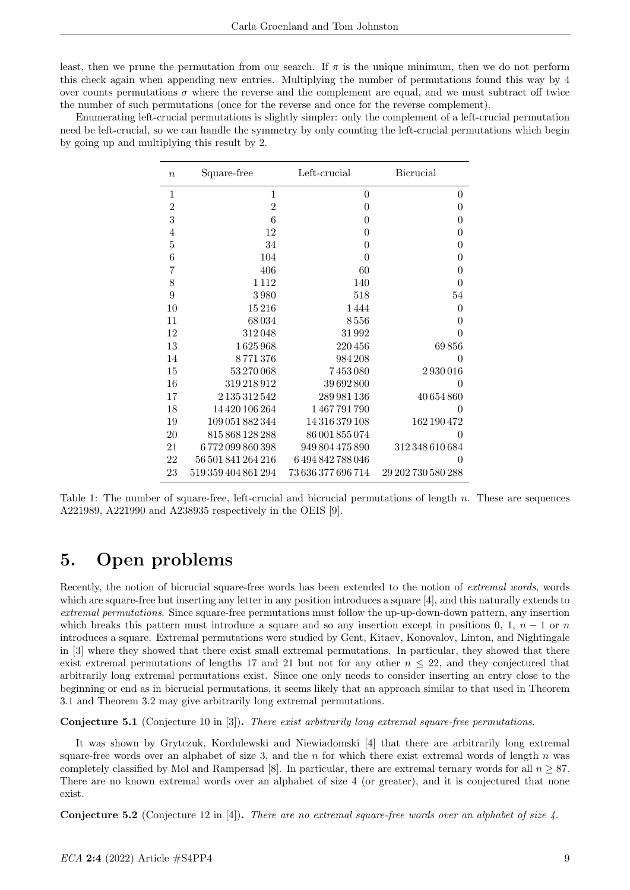least, then we prune the permutation from our search. If $\pi$ is the unique minimum, then we do not perform this check again when appending new entries. Multiplying the number of permutations found this way by 4 over counts permutations $\sigma$ where the reverse and the complement are equal, and we must subtract off twice the number of such permutations (once for the reverse and once for the reverse complement).

Enumerating left-crucial permutations is slightly simpler: only the complement of a left-crucial permutation need be left-crucial, so we can handle the symmetry by only counting the left-crucial permutations which begin by going up and multiplying this result by 2.

| $n$ | Square-free | Left-crucial | Bicrucial |
|---|---|---|---|
| 1 | 1 | 0 | 0 |
| 2 | 2 | 0 | 0 |
| 3 | 6 | 0 | 0 |
| 4 | 12 | 0 | 0 |
| 5 | 34 | 0 | 0 |
| 6 | 104 | 0 | 0 |
| 7 | 406 | 60 | 0 |
| 8 | 1 112 | 140 | 0 |
| 9 | 3 980 | 518 | 54 |
| 10 | 15 216 | 1 444 | 0 |
| 11 | 68 034 | 8 556 | 0 |
| 12 | 312 048 | 31 992 | 0 |
| 13 | 1 625 968 | 220 456 | 69 856 |
| 14 | 8 771 376 | 984 208 | 0 |
| 15 | 53 270 068 | 7 453 080 | 2 930 016 |
| 16 | 319 218 912 | 39 692 800 | 0 |
| 17 | 2 135 312 542 | 289 981 136 | 40 654 860 |
| 18 | 14 420 106 264 | 1 467 791 790 | 0 |
| 19 | 109 051 882 344 | 14 316 379 108 | 162 190 472 |
| 20 | 815 868 128 288 | 86 001 855 074 | 0 |
| 21 | 6 772 099 860 398 | 949 804 475 890 | 312 348 610 684 |
| 22 | 56 501 841 264 216 | 6 494 842 788 046 | 0 |
| 23 | 519 359 404 861 294 | 73 636 377 696 714 | 29 202 730 580 288 |

Table 1: The number of square-free, left-crucial and bicrucial permutations of length $n$. These are sequences A221989, A221990 and A238935 respectively in the OEIS [9].

## 5. Open problems

Recently, the notion of bicrucial square-free words has been extended to the notion of *extremal words*, words which are square-free but inserting any letter in any position introduces a square [4], and this naturally extends to *extremal permutations*. Since square-free permutations must follow the up-up-down-down pattern, any insertion which breaks this pattern must introduce a square and so any insertion except in positions 0, 1, $n-1$ or $n$ introduces a square. Extremal permutations were studied by Gent, Kitaev, Konovalov, Linton, and Nightingale in [3] where they showed that there exist small extremal permutations. In particular, they showed that there exist extremal permutations of lengths 17 and 21 but not for any other $n \leq 22$, and they conjectured that arbitrarily long extremal permutations exist. Since one only needs to consider inserting an entry close to the beginning or end as in bicrucial permutations, it seems likely that an approach similar to that used in Theorem 3.1 and Theorem 3.2 may give arbitrarily long extremal permutations.

**Conjecture 5.1** (Conjecture 10 in [3])**.** *There exist arbitrarily long extremal square-free permutations.*

It was shown by Grytczuk, Kordulewski and Niewiadomski [4] that there are arbitrarily long extremal square-free words over an alphabet of size 3, and the $n$ for which there exist extremal words of length $n$ was completely classified by Mol and Rampersad [8]. In particular, there are extremal ternary words for all $n \geq 87$. There are no known extremal words over an alphabet of size 4 (or greater), and it is conjectured that none exist.

**Conjecture 5.2** (Conjecture 12 in [4])**.** *There are no extremal square-free words over an alphabet of size 4.*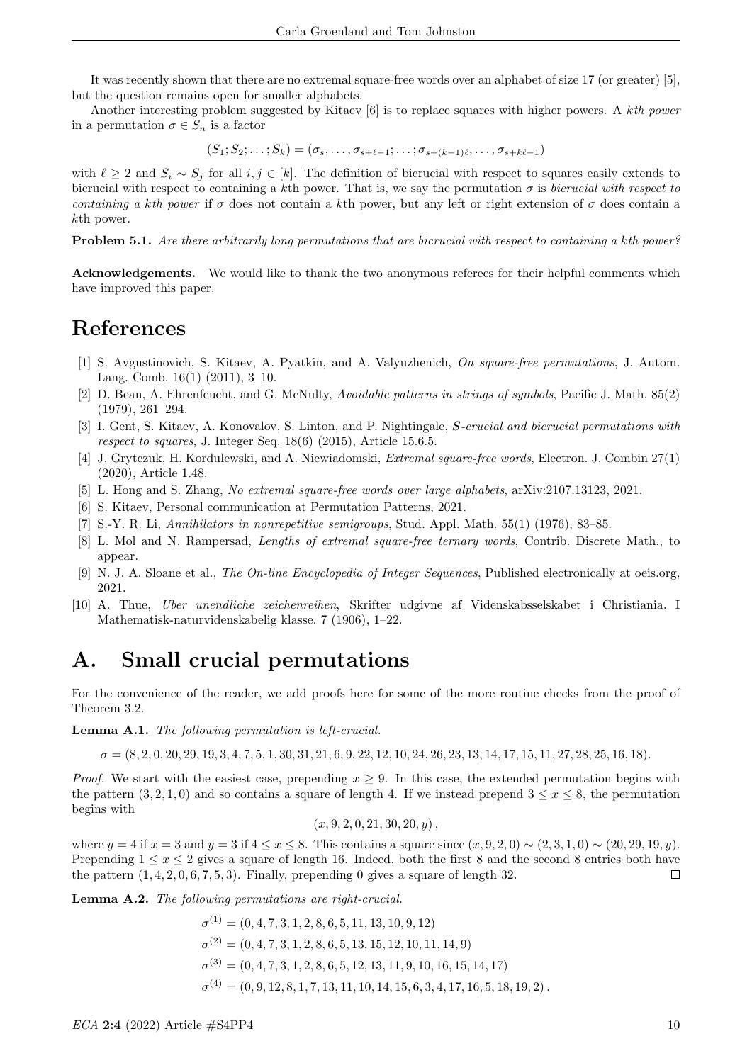It was recently shown that there are no extremal square-free words over an alphabet of size 17 (or greater) [5], but the question remains open for smaller alphabets.

Another interesting problem suggested by Kitaev [6] is to replace squares with higher powers. A *kth power* in a permutation $\sigma \in S_n$ is a factor

$$(S_1; S_2; \dots; S_k) = (\sigma_s, \dots, \sigma_{s+\ell-1}; \dots; \sigma_{s+(k-1)\ell}, \dots, \sigma_{s+k\ell-1})$$

with $\ell \geq 2$ and $S_i \sim S_j$ for all $i, j \in [k]$. The definition of bicrucial with respect to squares easily extends to bicrucial with respect to containing a $k$th power. That is, we say the permutation $\sigma$ is *bicrucial with respect to containing a kth power* if $\sigma$ does not contain a $k$th power, but any left or right extension of $\sigma$ does contain a $k$th power.

**Problem 5.1.** *Are there arbitrarily long permutations that are bicrucial with respect to containing a kth power?*

**Acknowledgements.** We would like to thank the two anonymous referees for their helpful comments which have improved this paper.

# References

[1] S. Avgustinovich, S. Kitaev, A. Pyatkin, and A. Valyuzhenich, *On square-free permutations*, J. Autom. Lang. Comb. 16(1) (2011), 3–10.

[2] D. Bean, A. Ehrenfeucht, and G. McNulty, *Avoidable patterns in strings of symbols*, Pacific J. Math. 85(2) (1979), 261–294.

[3] I. Gent, S. Kitaev, A. Konovalov, S. Linton, and P. Nightingale, *S-crucial and bicrucial permutations with respect to squares*, J. Integer Seq. 18(6) (2015), Article 15.6.5.

[4] J. Grytczuk, H. Kordulewski, and A. Niewiadomski, *Extremal square-free words*, Electron. J. Combin 27(1) (2020), Article 1.48.

[5] L. Hong and S. Zhang, *No extremal square-free words over large alphabets*, arXiv:2107.13123, 2021.

[6] S. Kitaev, Personal communication at Permutation Patterns, 2021.

[7] S.-Y. R. Li, *Annihilators in nonrepetitive semigroups*, Stud. Appl. Math. 55(1) (1976), 83–85.

[8] L. Mol and N. Rampersad, *Lengths of extremal square-free ternary words*, Contrib. Discrete Math., to appear.

[9] N. J. A. Sloane et al., *The On-line Encyclopedia of Integer Sequences*, Published electronically at oeis.org, 2021.

[10] A. Thue, *Uber unendliche zeichenreihen*, Skrifter udgivne af Videnskabsselskabet i Christiania. I Mathematisk-naturvidenskabelig klasse. 7 (1906), 1–22.

# A. Small crucial permutations

For the convenience of the reader, we add proofs here for some of the more routine checks from the proof of Theorem 3.2.

**Lemma A.1.** *The following permutation is left-crucial.*

$$\sigma = (8, 2, 0, 20, 29, 19, 3, 4, 7, 5, 1, 30, 31, 21, 6, 9, 22, 12, 10, 24, 26, 23, 13, 14, 17, 15, 11, 27, 28, 25, 16, 18).$$

*Proof.* We start with the easiest case, prepending $x \geq 9$. In this case, the extended permutation begins with the pattern $(3, 2, 1, 0)$ and so contains a square of length 4. If we instead prepend $3 \leq x \leq 8$, the permutation begins with

$$(x, 9, 2, 0, 21, 30, 20, y),$$

where $y = 4$ if $x = 3$ and $y = 3$ if $4 \leq x \leq 8$. This contains a square since $(x, 9, 2, 0) \sim (2, 3, 1, 0) \sim (20, 29, 19, y)$. Prepending $1 \leq x \leq 2$ gives a square of length 16. Indeed, both the first 8 and the second 8 entries both have the pattern $(1, 4, 2, 0, 6, 7, 5, 3)$. Finally, prepending 0 gives a square of length 32. $\square$

**Lemma A.2.** *The following permutations are right-crucial.*

$$\sigma^{(1)} = (0, 4, 7, 3, 1, 2, 8, 6, 5, 11, 13, 10, 9, 12)$$
$$\sigma^{(2)} = (0, 4, 7, 3, 1, 2, 8, 6, 5, 13, 15, 12, 10, 11, 14, 9)$$
$$\sigma^{(3)} = (0, 4, 7, 3, 1, 2, 8, 6, 5, 12, 13, 11, 9, 10, 16, 15, 14, 17)$$
$$\sigma^{(4)} = (0, 9, 12, 8, 1, 7, 13, 11, 10, 14, 15, 6, 3, 4, 17, 16, 5, 18, 19, 2).$$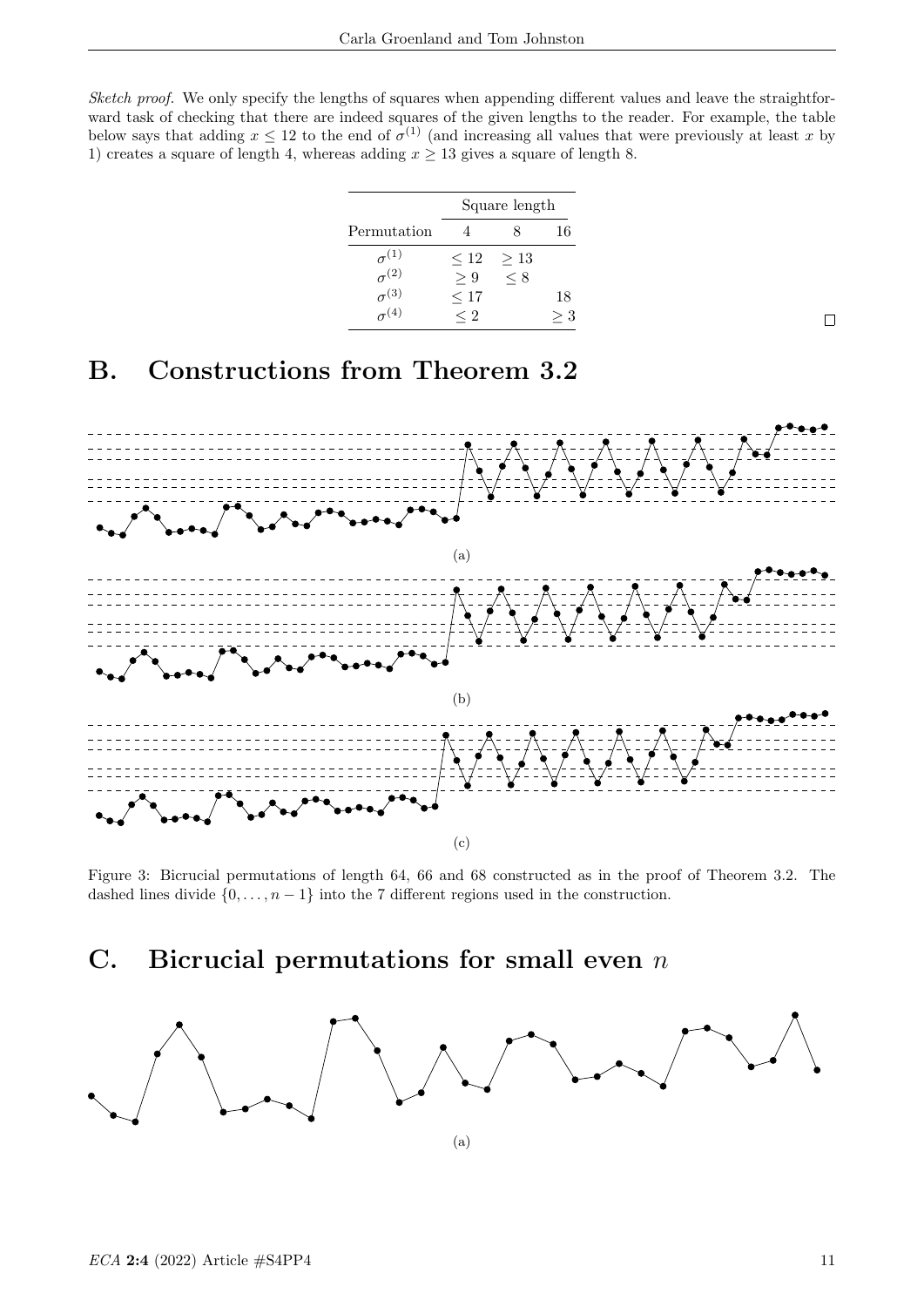*Sketch proof.* We only specify the lengths of squares when appending different values and leave the straightforward task of checking that there are indeed squares of the given lengths to the reader. For example, the table below says that adding $x \leq 12$ to the end of $\sigma^{(1)}$ (and increasing all values that were previously at least $x$ by 1) creates a square of length 4, whereas adding $x \geq 13$ gives a square of length 8.

| | Square length | | |
|---|---|---|---|
| Permutation | 4 | 8 | 16 |
| $\sigma^{(1)}$ | $\leq 12$ | $\geq 13$ | |
| $\sigma^{(2)}$ | $\geq 9$ | $\leq 8$ | |
| $\sigma^{(3)}$ | $\leq 17$ | | 18 |
| $\sigma^{(4)}$ | $\leq 2$ | | $\geq 3$ |

□

# B. Constructions from Theorem 3.2

(a)

(b)

(c)

Figure 3: Bicrucial permutations of length 64, 66 and 68 constructed as in the proof of Theorem 3.2. The dashed lines divide $\{0, \ldots, n-1\}$ into the 7 different regions used in the construction.

# C. Bicrucial permutations for small even $n$

(a)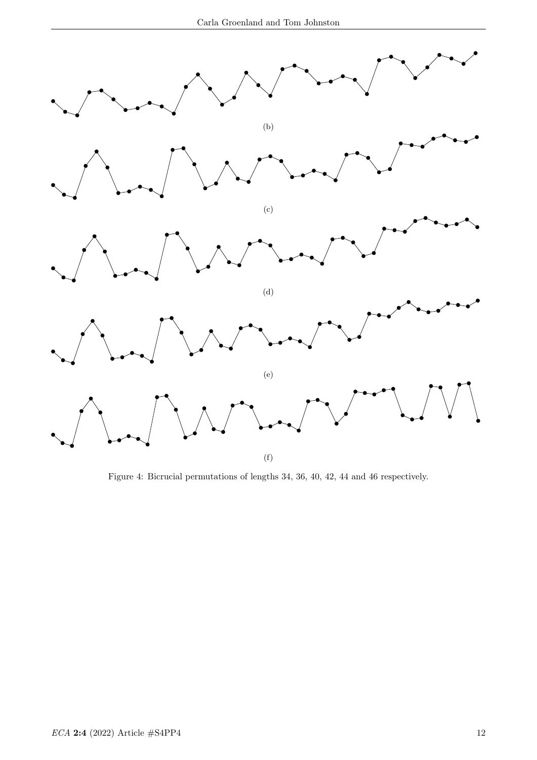(b)

(c)

(d)

(e)

(f)

Figure 4: Bicrucial permutations of lengths 34, 36, 40, 42, 44 and 46 respectively.